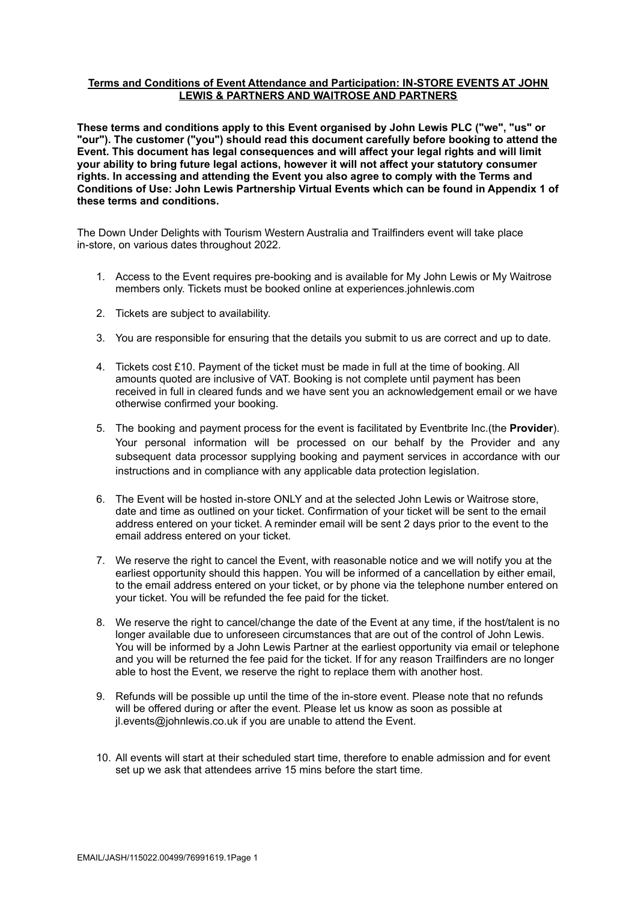**Terms and Conditions of Event Attendance and Participation: IN-STORE EVENTS AT JOHN LEWIS & PARTNERS AND WAITROSE AND PARTNERS**

**These terms and conditions apply to this Event organised by John Lewis PLC ("we", "us" or "our"). The customer ("you") should read this document carefully before booking to attend the Event. This document has legal consequences and will affect your legal rights and will limit your ability to bring future legal actions, however it will not affect your statutory consumer rights. In accessing and attending the Event you also agree to comply with the Terms and Conditions of Use: John Lewis Partnership Virtual Events which can be found in Appendix 1 of these terms and conditions.**

The Down Under Delights with Tourism Western Australia and Trailfinders event will take place in-store, on various dates throughout 2022.

1. Access to the Event requires pre-booking and is available for My John Lewis or My Waitrose members only. Tickets must be booked online at experiences.johnlewis.com

2. Tickets are subject to availability.

3. You are responsible for ensuring that the details you submit to us are correct and up to date.

4. Tickets cost £10. Payment of the ticket must be made in full at the time of booking. All amounts quoted are inclusive of VAT. Booking is not complete until payment has been received in full in cleared funds and we have sent you an acknowledgement email or we have otherwise confirmed your booking.

5. The booking and payment process for the event is facilitated by Eventbrite Inc.(the **Provider**). Your personal information will be processed on our behalf by the Provider and any subsequent data processor supplying booking and payment services in accordance with our instructions and in compliance with any applicable data protection legislation.

6. The Event will be hosted in-store ONLY and at the selected John Lewis or Waitrose store, date and time as outlined on your ticket. Confirmation of your ticket will be sent to the email address entered on your ticket. A reminder email will be sent 2 days prior to the event to the email address entered on your ticket.

7. We reserve the right to cancel the Event, with reasonable notice and we will notify you at the earliest opportunity should this happen. You will be informed of a cancellation by either email, to the email address entered on your ticket, or by phone via the telephone number entered on your ticket. You will be refunded the fee paid for the ticket.

8. We reserve the right to cancel/change the date of the Event at any time, if the host/talent is no longer available due to unforeseen circumstances that are out of the control of John Lewis. You will be informed by a John Lewis Partner at the earliest opportunity via email or telephone and you will be returned the fee paid for the ticket. If for any reason Trailfinders are no longer able to host the Event, we reserve the right to replace them with another host.

9. Refunds will be possible up until the time of the in-store event. Please note that no refunds will be offered during or after the event. Please let us know as soon as possible at jl.events@johnlewis.co.uk if you are unable to attend the Event.

10. All events will start at their scheduled start time, therefore to enable admission and for event set up we ask that attendees arrive 15 mins before the start time.

EMAIL/JASH/115022.00499/76991619.1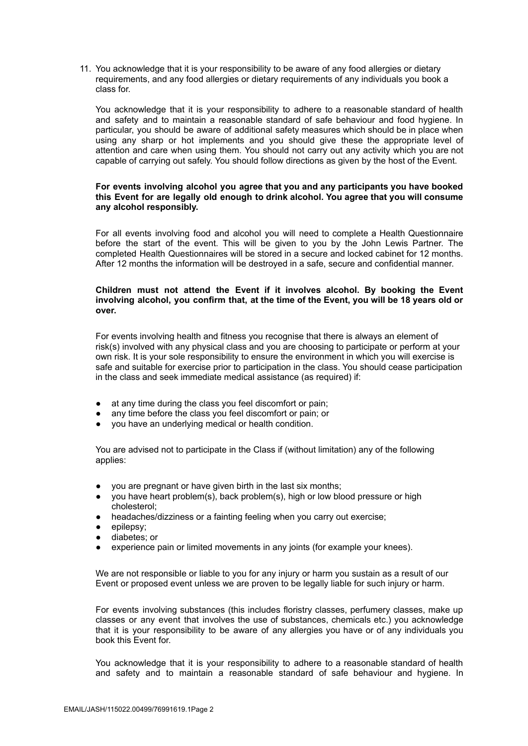11. You acknowledge that it is your responsibility to be aware of any food allergies or dietary requirements, and any food allergies or dietary requirements of any individuals you book a class for.

    You acknowledge that it is your responsibility to adhere to a reasonable standard of health and safety and to maintain a reasonable standard of safe behaviour and food hygiene. In particular, you should be aware of additional safety measures which should be in place when using any sharp or hot implements and you should give these the appropriate level of attention and care when using them. You should not carry out any activity which you are not capable of carrying out safely. You should follow directions as given by the host of the Event.

    **For events involving alcohol you agree that you and any participants you have booked this Event for are legally old enough to drink alcohol. You agree that you will consume any alcohol responsibly.**

    For all events involving food and alcohol you will need to complete a Health Questionnaire before the start of the event. This will be given to you by the John Lewis Partner. The completed Health Questionnaires will be stored in a secure and locked cabinet for 12 months. After 12 months the information will be destroyed in a safe, secure and confidential manner.

    **Children must not attend the Event if it involves alcohol. By booking the Event involving alcohol, you confirm that, at the time of the Event, you will be 18 years old or over.**

    For events involving health and fitness you recognise that there is always an element of risk(s) involved with any physical class and you are choosing to participate or perform at your own risk. It is your sole responsibility to ensure the environment in which you will exercise is safe and suitable for exercise prior to participation in the class. You should cease participation in the class and seek immediate medical assistance (as required) if:

    - at any time during the class you feel discomfort or pain;
    - any time before the class you feel discomfort or pain; or
    - you have an underlying medical or health condition.

    You are advised not to participate in the Class if (without limitation) any of the following applies:

    - you are pregnant or have given birth in the last six months;
    - you have heart problem(s), back problem(s), high or low blood pressure or high cholesterol;
    - headaches/dizziness or a fainting feeling when you carry out exercise;
    - epilepsy;
    - diabetes; or
    - experience pain or limited movements in any joints (for example your knees).

    We are not responsible or liable to you for any injury or harm you sustain as a result of our Event or proposed event unless we are proven to be legally liable for such injury or harm.

    For events involving substances (this includes floristry classes, perfumery classes, make up classes or any event that involves the use of substances, chemicals etc.) you acknowledge that it is your responsibility to be aware of any allergies you have or of any individuals you book this Event for.

    You acknowledge that it is your responsibility to adhere to a reasonable standard of health and safety and to maintain a reasonable standard of safe behaviour and hygiene. In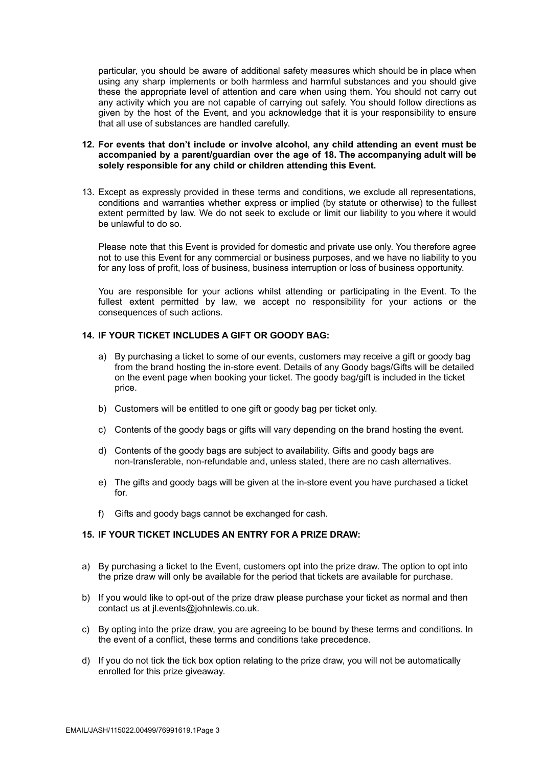particular, you should be aware of additional safety measures which should be in place when using any sharp implements or both harmless and harmful substances and you should give these the appropriate level of attention and care when using them. You should not carry out any activity which you are not capable of carrying out safely. You should follow directions as given by the host of the Event, and you acknowledge that it is your responsibility to ensure that all use of substances are handled carefully.

12. **For events that don't include or involve alcohol, any child attending an event must be accompanied by a parent/guardian over the age of 18. The accompanying adult will be solely responsible for any child or children attending this Event.**

13. Except as expressly provided in these terms and conditions, we exclude all representations, conditions and warranties whether express or implied (by statute or otherwise) to the fullest extent permitted by law. We do not seek to exclude or limit our liability to you where it would be unlawful to do so.

    Please note that this Event is provided for domestic and private use only. You therefore agree not to use this Event for any commercial or business purposes, and we have no liability to you for any loss of profit, loss of business, business interruption or loss of business opportunity.

    You are responsible for your actions whilst attending or participating in the Event. To the fullest extent permitted by law, we accept no responsibility for your actions or the consequences of such actions.

14. **IF YOUR TICKET INCLUDES A GIFT OR GOODY BAG:**

    a) By purchasing a ticket to some of our events, customers may receive a gift or goody bag from the brand hosting the in-store event. Details of any Goody bags/Gifts will be detailed on the event page when booking your ticket. The goody bag/gift is included in the ticket price.

    b) Customers will be entitled to one gift or goody bag per ticket only.

    c) Contents of the goody bags or gifts will vary depending on the brand hosting the event.

    d) Contents of the goody bags are subject to availability. Gifts and goody bags are non-transferable, non-refundable and, unless stated, there are no cash alternatives.

    e) The gifts and goody bags will be given at the in-store event you have purchased a ticket for.

    f) Gifts and goody bags cannot be exchanged for cash.

15. **IF YOUR TICKET INCLUDES AN ENTRY FOR A PRIZE DRAW:**

a) By purchasing a ticket to the Event, customers opt into the prize draw. The option to opt into the prize draw will only be available for the period that tickets are available for purchase.

b) If you would like to opt-out of the prize draw please purchase your ticket as normal and then contact us at jl.events@johnlewis.co.uk.

c) By opting into the prize draw, you are agreeing to be bound by these terms and conditions. In the event of a conflict, these terms and conditions take precedence.

d) If you do not tick the tick box option relating to the prize draw, you will not be automatically enrolled for this prize giveaway.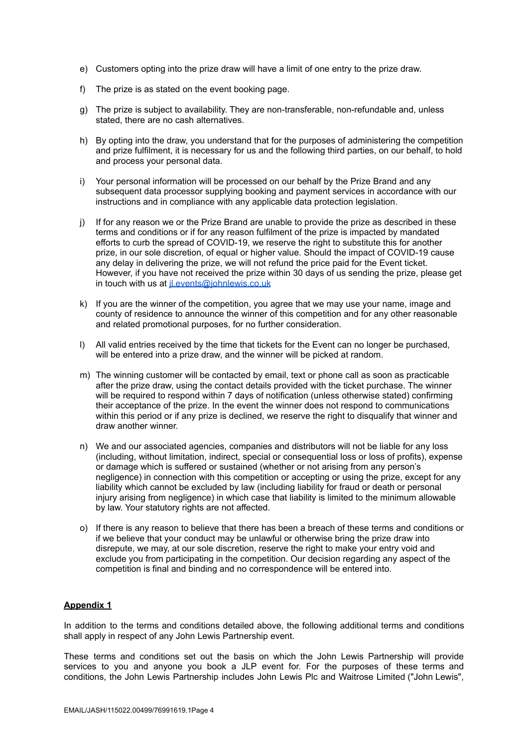e) Customers opting into the prize draw will have a limit of one entry to the prize draw.

f) The prize is as stated on the event booking page.

g) The prize is subject to availability. They are non-transferable, non-refundable and, unless stated, there are no cash alternatives.

h) By opting into the draw, you understand that for the purposes of administering the competition and prize fulfilment, it is necessary for us and the following third parties, on our behalf, to hold and process your personal data.

i) Your personal information will be processed on our behalf by the Prize Brand and any subsequent data processor supplying booking and payment services in accordance with our instructions and in compliance with any applicable data protection legislation.

j) If for any reason we or the Prize Brand are unable to provide the prize as described in these terms and conditions or if for any reason fulfilment of the prize is impacted by mandated efforts to curb the spread of COVID-19, we reserve the right to substitute this for another prize, in our sole discretion, of equal or higher value. Should the impact of COVID-19 cause any delay in delivering the prize, we will not refund the price paid for the Event ticket. However, if you have not received the prize within 30 days of us sending the prize, please get in touch with us at [jl.events@johnlewis.co.uk](mailto:jl.events@johnlewis.co.uk)

k) If you are the winner of the competition, you agree that we may use your name, image and county of residence to announce the winner of this competition and for any other reasonable and related promotional purposes, for no further consideration.

l) All valid entries received by the time that tickets for the Event can no longer be purchased, will be entered into a prize draw, and the winner will be picked at random.

m) The winning customer will be contacted by email, text or phone call as soon as practicable after the prize draw, using the contact details provided with the ticket purchase. The winner will be required to respond within 7 days of notification (unless otherwise stated) confirming their acceptance of the prize. In the event the winner does not respond to communications within this period or if any prize is declined, we reserve the right to disqualify that winner and draw another winner.

n) We and our associated agencies, companies and distributors will not be liable for any loss (including, without limitation, indirect, special or consequential loss or loss of profits), expense or damage which is suffered or sustained (whether or not arising from any person's negligence) in connection with this competition or accepting or using the prize, except for any liability which cannot be excluded by law (including liability for fraud or death or personal injury arising from negligence) in which case that liability is limited to the minimum allowable by law. Your statutory rights are not affected.

o) If there is any reason to believe that there has been a breach of these terms and conditions or if we believe that your conduct may be unlawful or otherwise bring the prize draw into disrepute, we may, at our sole discretion, reserve the right to make your entry void and exclude you from participating in the competition. Our decision regarding any aspect of the competition is final and binding and no correspondence will be entered into.

## **Appendix 1**

In addition to the terms and conditions detailed above, the following additional terms and conditions shall apply in respect of any John Lewis Partnership event.

These terms and conditions set out the basis on which the John Lewis Partnership will provide services to you and anyone you book a JLP event for. For the purposes of these terms and conditions, the John Lewis Partnership includes John Lewis Plc and Waitrose Limited ("John Lewis",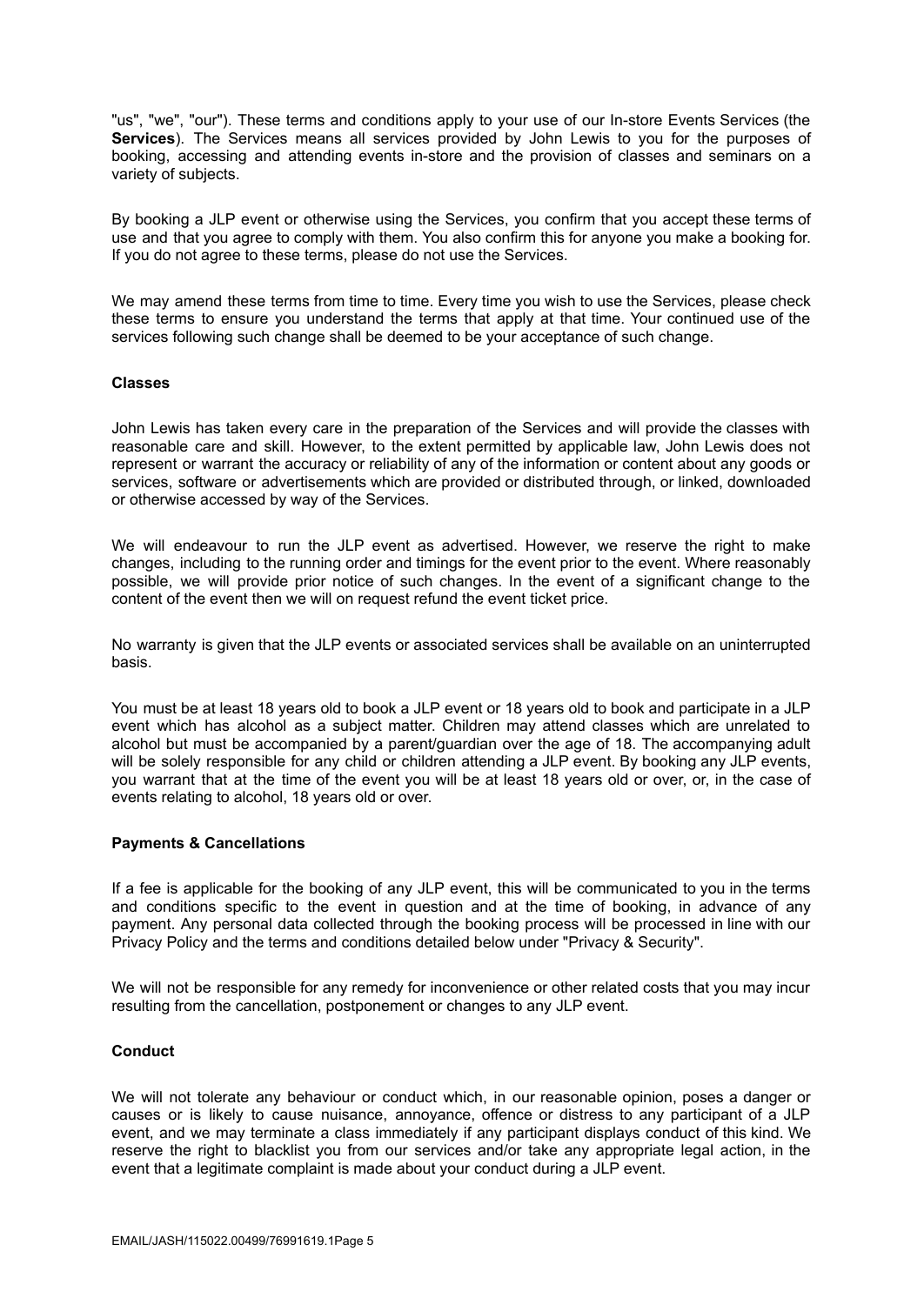"us", "we", "our"). These terms and conditions apply to your use of our In-store Events Services (the **Services**). The Services means all services provided by John Lewis to you for the purposes of booking, accessing and attending events in-store and the provision of classes and seminars on a variety of subjects.

By booking a JLP event or otherwise using the Services, you confirm that you accept these terms of use and that you agree to comply with them. You also confirm this for anyone you make a booking for. If you do not agree to these terms, please do not use the Services.

We may amend these terms from time to time. Every time you wish to use the Services, please check these terms to ensure you understand the terms that apply at that time. Your continued use of the services following such change shall be deemed to be your acceptance of such change.

**Classes**

John Lewis has taken every care in the preparation of the Services and will provide the classes with reasonable care and skill. However, to the extent permitted by applicable law, John Lewis does not represent or warrant the accuracy or reliability of any of the information or content about any goods or services, software or advertisements which are provided or distributed through, or linked, downloaded or otherwise accessed by way of the Services.

We will endeavour to run the JLP event as advertised. However, we reserve the right to make changes, including to the running order and timings for the event prior to the event. Where reasonably possible, we will provide prior notice of such changes. In the event of a significant change to the content of the event then we will on request refund the event ticket price.

No warranty is given that the JLP events or associated services shall be available on an uninterrupted basis.

You must be at least 18 years old to book a JLP event or 18 years old to book and participate in a JLP event which has alcohol as a subject matter. Children may attend classes which are unrelated to alcohol but must be accompanied by a parent/guardian over the age of 18. The accompanying adult will be solely responsible for any child or children attending a JLP event. By booking any JLP events, you warrant that at the time of the event you will be at least 18 years old or over, or, in the case of events relating to alcohol, 18 years old or over.

**Payments & Cancellations**

If a fee is applicable for the booking of any JLP event, this will be communicated to you in the terms and conditions specific to the event in question and at the time of booking, in advance of any payment. Any personal data collected through the booking process will be processed in line with our Privacy Policy and the terms and conditions detailed below under "Privacy & Security".

We will not be responsible for any remedy for inconvenience or other related costs that you may incur resulting from the cancellation, postponement or changes to any JLP event.

**Conduct**

We will not tolerate any behaviour or conduct which, in our reasonable opinion, poses a danger or causes or is likely to cause nuisance, annoyance, offence or distress to any participant of a JLP event, and we may terminate a class immediately if any participant displays conduct of this kind. We reserve the right to blacklist you from our services and/or take any appropriate legal action, in the event that a legitimate complaint is made about your conduct during a JLP event.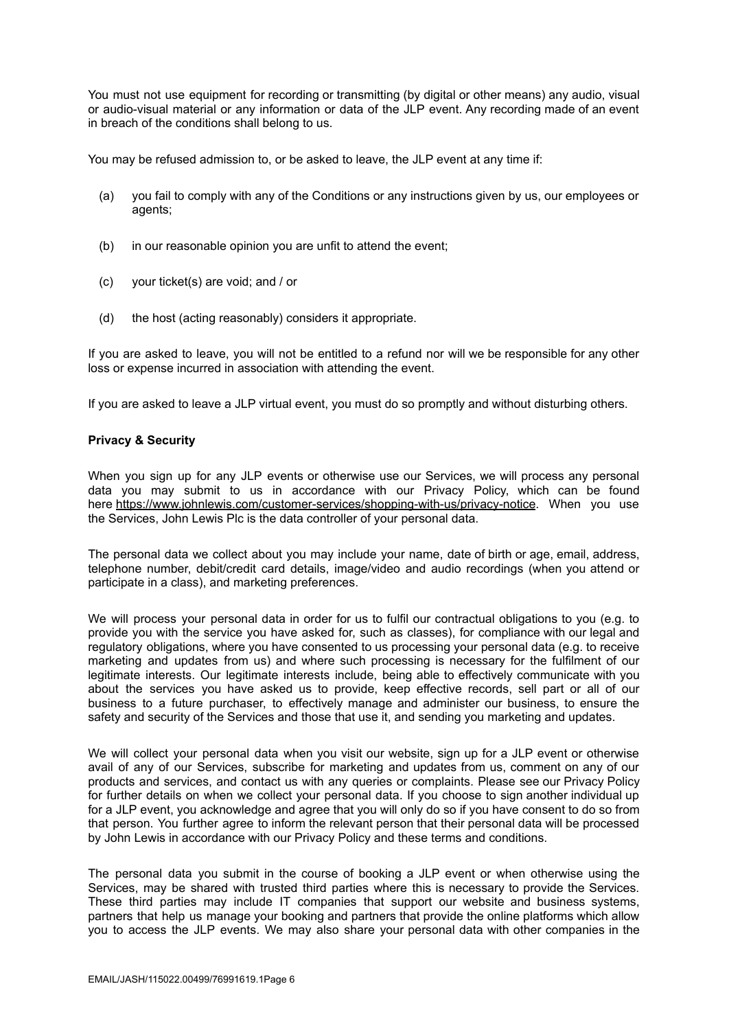You must not use equipment for recording or transmitting (by digital or other means) any audio, visual or audio-visual material or any information or data of the JLP event. Any recording made of an event in breach of the conditions shall belong to us.

You may be refused admission to, or be asked to leave, the JLP event at any time if:

(a) you fail to comply with any of the Conditions or any instructions given by us, our employees or agents;

(b) in our reasonable opinion you are unfit to attend the event;

(c) your ticket(s) are void; and / or

(d) the host (acting reasonably) considers it appropriate.

If you are asked to leave, you will not be entitled to a refund nor will we be responsible for any other loss or expense incurred in association with attending the event.

If you are asked to leave a JLP virtual event, you must do so promptly and without disturbing others.

**Privacy & Security**

When you sign up for any JLP events or otherwise use our Services, we will process any personal data you may submit to us in accordance with our Privacy Policy, which can be found here https://www.johnlewis.com/customer-services/shopping-with-us/privacy-notice. When you use the Services, John Lewis Plc is the data controller of your personal data.

The personal data we collect about you may include your name, date of birth or age, email, address, telephone number, debit/credit card details, image/video and audio recordings (when you attend or participate in a class), and marketing preferences.

We will process your personal data in order for us to fulfil our contractual obligations to you (e.g. to provide you with the service you have asked for, such as classes), for compliance with our legal and regulatory obligations, where you have consented to us processing your personal data (e.g. to receive marketing and updates from us) and where such processing is necessary for the fulfilment of our legitimate interests. Our legitimate interests include, being able to effectively communicate with you about the services you have asked us to provide, keep effective records, sell part or all of our business to a future purchaser, to effectively manage and administer our business, to ensure the safety and security of the Services and those that use it, and sending you marketing and updates.

We will collect your personal data when you visit our website, sign up for a JLP event or otherwise avail of any of our Services, subscribe for marketing and updates from us, comment on any of our products and services, and contact us with any queries or complaints. Please see our Privacy Policy for further details on when we collect your personal data. If you choose to sign another individual up for a JLP event, you acknowledge and agree that you will only do so if you have consent to do so from that person. You further agree to inform the relevant person that their personal data will be processed by John Lewis in accordance with our Privacy Policy and these terms and conditions.

The personal data you submit in the course of booking a JLP event or when otherwise using the Services, may be shared with trusted third parties where this is necessary to provide the Services. These third parties may include IT companies that support our website and business systems, partners that help us manage your booking and partners that provide the online platforms which allow you to access the JLP events. We may also share your personal data with other companies in the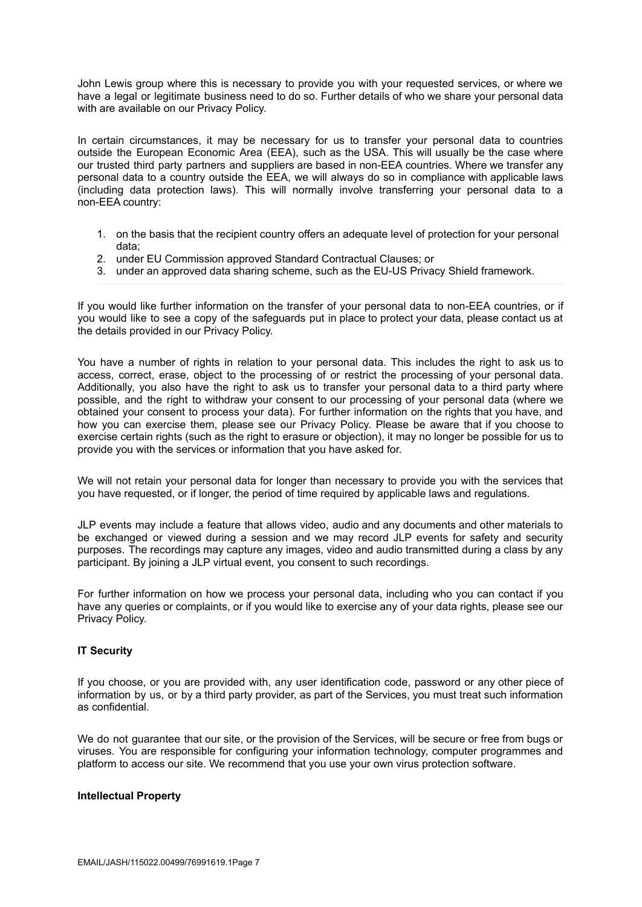John Lewis group where this is necessary to provide you with your requested services, or where we have a legal or legitimate business need to do so. Further details of who we share your personal data with are available on our Privacy Policy.

In certain circumstances, it may be necessary for us to transfer your personal data to countries outside the European Economic Area (EEA), such as the USA. This will usually be the case where our trusted third party partners and suppliers are based in non-EEA countries. Where we transfer any personal data to a country outside the EEA, we will always do so in compliance with applicable laws (including data protection laws). This will normally involve transferring your personal data to a non-EEA country:

1. on the basis that the recipient country offers an adequate level of protection for your personal data;
2. under EU Commission approved Standard Contractual Clauses; or
3. under an approved data sharing scheme, such as the EU-US Privacy Shield framework.

If you would like further information on the transfer of your personal data to non-EEA countries, or if you would like to see a copy of the safeguards put in place to protect your data, please contact us at the details provided in our Privacy Policy.

You have a number of rights in relation to your personal data. This includes the right to ask us to access, correct, erase, object to the processing of or restrict the processing of your personal data. Additionally, you also have the right to ask us to transfer your personal data to a third party where possible, and the right to withdraw your consent to our processing of your personal data (where we obtained your consent to process your data). For further information on the rights that you have, and how you can exercise them, please see our Privacy Policy. Please be aware that if you choose to exercise certain rights (such as the right to erasure or objection), it may no longer be possible for us to provide you with the services or information that you have asked for.

We will not retain your personal data for longer than necessary to provide you with the services that you have requested, or if longer, the period of time required by applicable laws and regulations.

JLP events may include a feature that allows video, audio and any documents and other materials to be exchanged or viewed during a session and we may record JLP events for safety and security purposes. The recordings may capture any images, video and audio transmitted during a class by any participant. By joining a JLP virtual event, you consent to such recordings.

For further information on how we process your personal data, including who you can contact if you have any queries or complaints, or if you would like to exercise any of your data rights, please see our Privacy Policy.

**IT Security**

If you choose, or you are provided with, any user identification code, password or any other piece of information by us, or by a third party provider, as part of the Services, you must treat such information as confidential.

We do not guarantee that our site, or the provision of the Services, will be secure or free from bugs or viruses. You are responsible for configuring your information technology, computer programmes and platform to access our site. We recommend that you use your own virus protection software.

**Intellectual Property**

EMAIL/JASH/115022.00499/76991619.1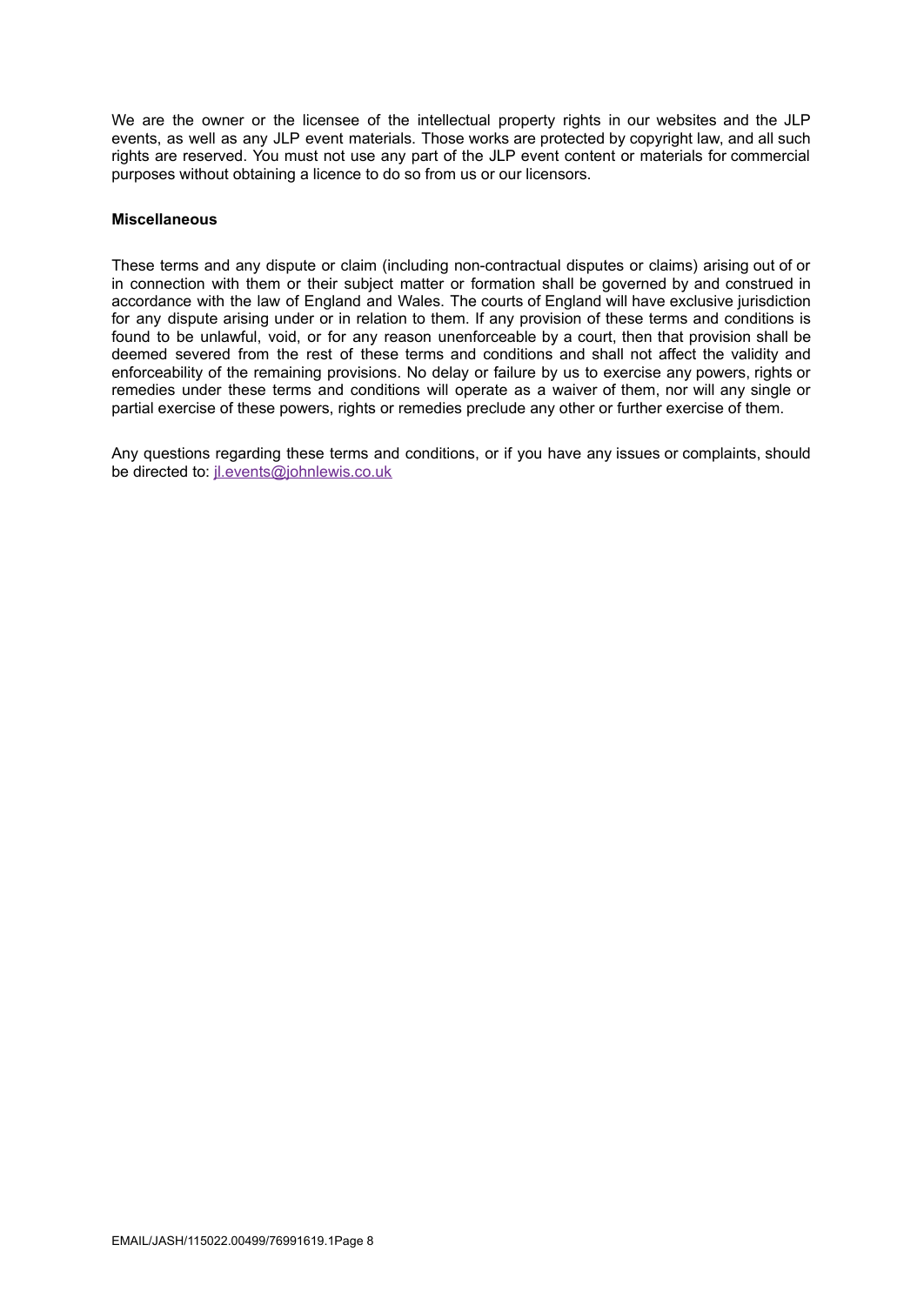We are the owner or the licensee of the intellectual property rights in our websites and the JLP events, as well as any JLP event materials. Those works are protected by copyright law, and all such rights are reserved. You must not use any part of the JLP event content or materials for commercial purposes without obtaining a licence to do so from us or our licensors.

**Miscellaneous**

These terms and any dispute or claim (including non-contractual disputes or claims) arising out of or in connection with them or their subject matter or formation shall be governed by and construed in accordance with the law of England and Wales. The courts of England will have exclusive jurisdiction for any dispute arising under or in relation to them. If any provision of these terms and conditions is found to be unlawful, void, or for any reason unenforceable by a court, then that provision shall be deemed severed from the rest of these terms and conditions and shall not affect the validity and enforceability of the remaining provisions. No delay or failure by us to exercise any powers, rights or remedies under these terms and conditions will operate as a waiver of them, nor will any single or partial exercise of these powers, rights or remedies preclude any other or further exercise of them.

Any questions regarding these terms and conditions, or if you have any issues or complaints, should be directed to: [jl.events@johnlewis.co.uk](mailto:jl.events@johnlewis.co.uk)

EMAIL/JASH/115022.00499/76991619.1